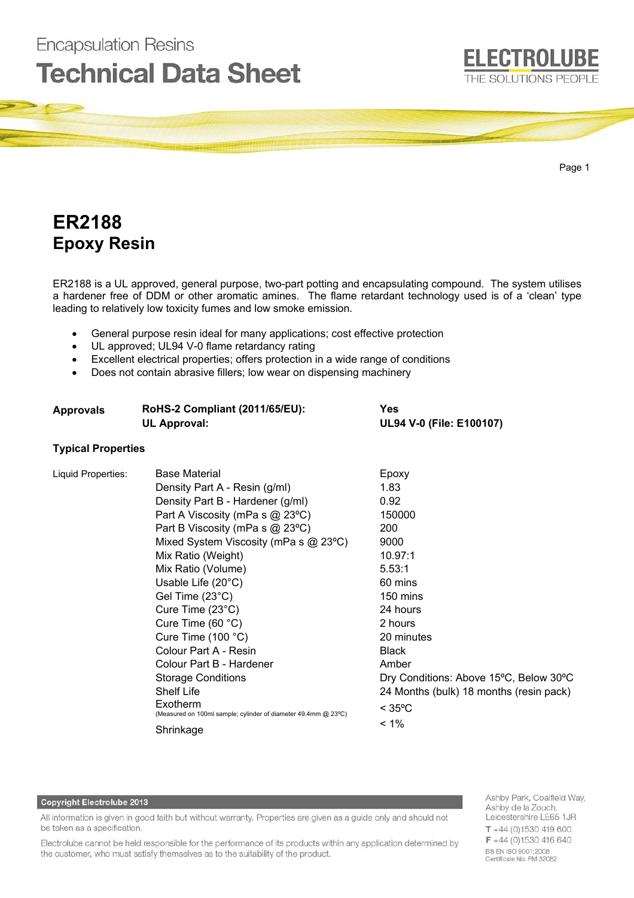Encapsulation Resins

# Technical Data Sheet

ELECTROLUBE
THE SOLUTIONS PEOPLE

## ER2188
## Epoxy Resin

ER2188 is a UL approved, general purpose, two-part potting and encapsulating compound. The system utilises a hardener free of DDM or other aromatic amines. The flame retardant technology used is of a 'clean' type leading to relatively low toxicity fumes and low smoke emission.

- General purpose resin ideal for many applications; cost effective protection
- UL approved; UL94 V-0 flame retardancy rating
- Excellent electrical properties; offers protection in a wide range of conditions
- Does not contain abrasive fillers; low wear on dispensing machinery

| Approvals | | |
|---|---|---|
| | **RoHS-2 Compliant (2011/65/EU):** | **Yes** |
| | **UL Approval:** | **UL94 V-0 (File: E100107)** |

### Typical Properties

| | | |
|---|---|---|
| Liquid Properties: | Base Material | Epoxy |
| | Density Part A - Resin (g/ml) | 1.83 |
| | Density Part B - Hardener (g/ml) | 0.92 |
| | Part A Viscosity (mPa s @ 23ºC) | 150000 |
| | Part B Viscosity (mPa s @ 23ºC) | 200 |
| | Mixed System Viscosity (mPa s @ 23ºC) | 9000 |
| | Mix Ratio (Weight) | 10.97:1 |
| | Mix Ratio (Volume) | 5.53:1 |
| | Usable Life (20°C) | 60 mins |
| | Gel Time (23°C) | 150 mins |
| | Cure Time (23°C) | 24 hours |
| | Cure Time (60 °C) | 2 hours |
| | Cure Time (100 °C) | 20 minutes |
| | Colour Part A - Resin | Black |
| | Colour Part B - Hardener | Amber |
| | Storage Conditions | Dry Conditions: Above 15ºC, Below 30ºC |
| | Shelf Life | 24 Months (bulk) 18 months (resin pack) |
| | Exotherm (Measured on 100ml sample; cylinder of diameter 49.4mm @ 23ºC) | < 35ºC |
| | Shrinkage | < 1% |

**Copyright Electrolube 2013**

All information is given in good faith but without warranty. Properties are given as a guide only and should not be taken as a specification.

Electrolube cannot be held responsible for the performance of its products within any application determined by the customer, who must satisfy themselves as to the suitability of the product.

Ashby Park, Coalfield Way,
Ashby de la Zouch,
Leicestershire LE65 1JR
T +44 (0)1530 419 600
F +44 (0)1530 416 640
BS EN ISO 9001:2008
Certificate No. FM 32082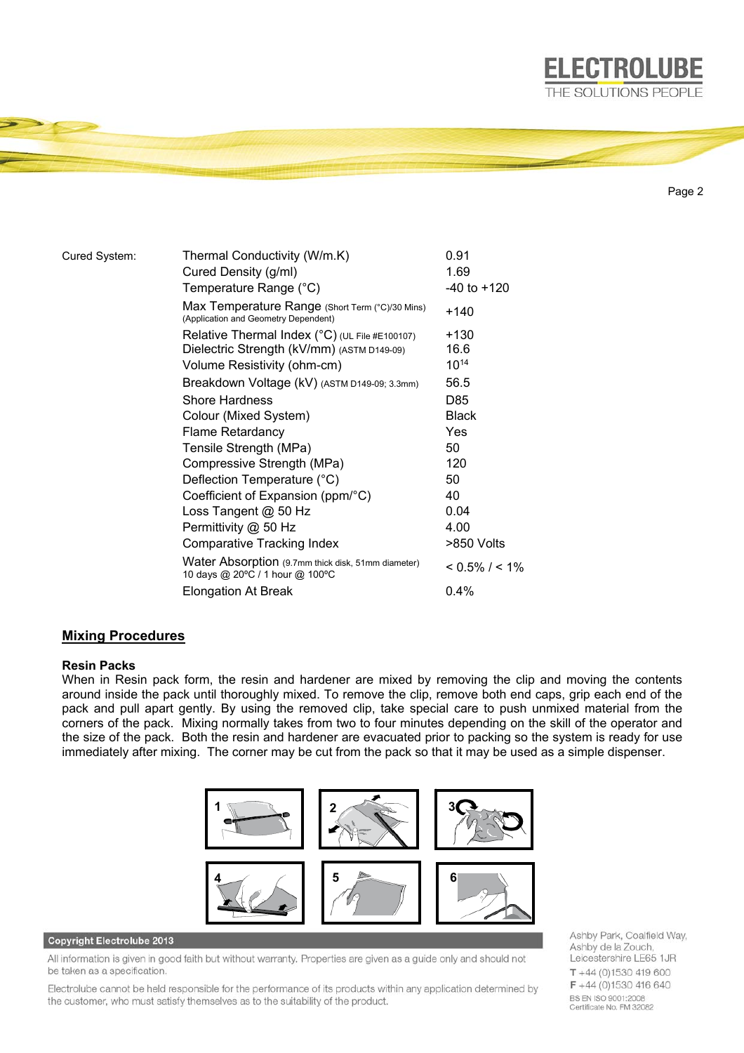| Cured System: | Property | Value |
|---|---|---|
| | Thermal Conductivity (W/m.K) | 0.91 |
| | Cured Density (g/ml) | 1.69 |
| | Temperature Range (°C) | -40 to +120 |
| | Max Temperature Range (Short Term (°C)/30 Mins) (Application and Geometry Dependent) | +140 |
| | Relative Thermal Index (°C) (UL File #E100107) | +130 |
| | Dielectric Strength (kV/mm) (ASTM D149-09) | 16.6 |
| | Volume Resistivity (ohm-cm) | $10^{14}$ |
| | Breakdown Voltage (kV) (ASTM D149-09; 3.3mm) | 56.5 |
| | Shore Hardness | D85 |
| | Colour (Mixed System) | Black |
| | Flame Retardancy | Yes |
| | Tensile Strength (MPa) | 50 |
| | Compressive Strength (MPa) | 120 |
| | Deflection Temperature (°C) | 50 |
| | Coefficient of Expansion (ppm/°C) | 40 |
| | Loss Tangent @ 50 Hz | 0.04 |
| | Permittivity @ 50 Hz | 4.00 |
| | Comparative Tracking Index | >850 Volts |
| | Water Absorption (9.7mm thick disk, 51mm diameter) 10 days @ 20ºC / 1 hour @ 100ºC | < 0.5% / < 1% |
| | Elongation At Break | 0.4% |

## Mixing Procedures

### Resin Packs

When in Resin pack form, the resin and hardener are mixed by removing the clip and moving the contents around inside the pack until thoroughly mixed. To remove the clip, remove both end caps, grip each end of the pack and pull apart gently. By using the removed clip, take special care to push unmixed material from the corners of the pack. Mixing normally takes from two to four minutes depending on the skill of the operator and the size of the pack. Both the resin and hardener are evacuated prior to packing so the system is ready for use immediately after mixing. The corner may be cut from the pack so that it may be used as a simple dispenser.

**Copyright Electrolube 2013**

All information is given in good faith but without warranty. Properties are given as a guide only and should not be taken as a specification.

Electrolube cannot be held responsible for the performance of its products within any application determined by the customer, who must satisfy themselves as to the suitability of the product.

Ashby Park, Coalfield Way,
Ashby de la Zouch,
Leicestershire LE65 1JR
T +44 (0)1530 419 600
F +44 (0)1530 416 640
BS EN ISO 9001:2008
Certificate No. FM 32082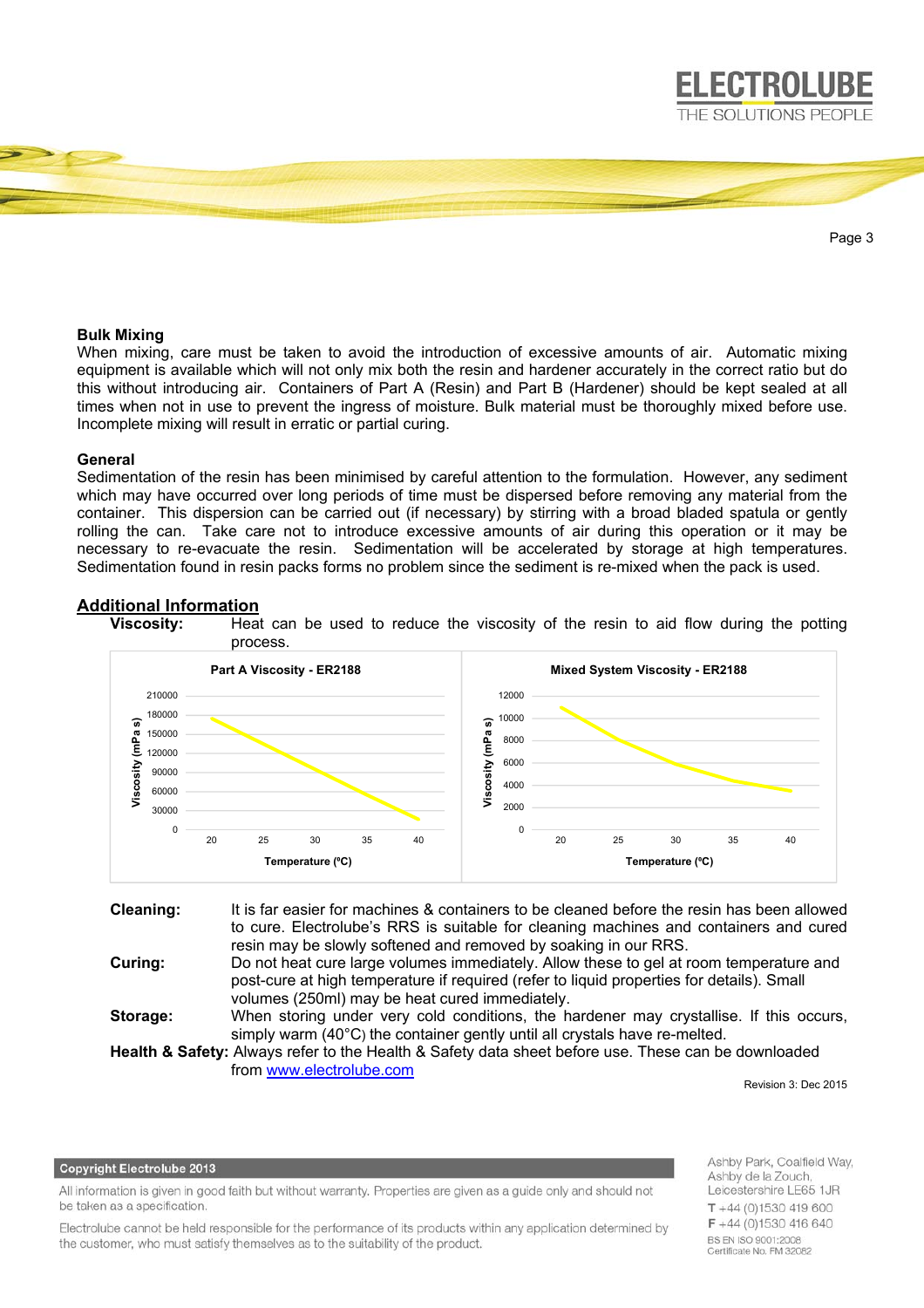### Bulk Mixing

When mixing, care must be taken to avoid the introduction of excessive amounts of air. Automatic mixing equipment is available which will not only mix both the resin and hardener accurately in the correct ratio but do this without introducing air. Containers of Part A (Resin) and Part B (Hardener) should be kept sealed at all times when not in use to prevent the ingress of moisture. Bulk material must be thoroughly mixed before use. Incomplete mixing will result in erratic or partial curing.

### General

Sedimentation of the resin has been minimised by careful attention to the formulation. However, any sediment which may have occurred over long periods of time must be dispersed before removing any material from the container. This dispersion can be carried out (if necessary) by stirring with a broad bladed spatula or gently rolling the can. Take care not to introduce excessive amounts of air during this operation or it may be necessary to re-evacuate the resin. Sedimentation will be accelerated by storage at high temperatures. Sedimentation found in resin packs forms no problem since the sediment is re-mixed when the pack is used.

## Additional Information

**Viscosity:** Heat can be used to reduce the viscosity of the resin to aid flow during the potting process.

Part A Viscosity - ER2188

Viscosity (mPa s)

210000
180000
150000
120000
90000
60000
30000
0

20 25 30 35 40

Temperature (ºC)

Mixed System Viscosity - ER2188

Viscosity (mPa s)

12000
10000
8000
6000
4000
2000
0

20 25 30 35 40

Temperature (ºC)

**Cleaning:** It is far easier for machines & containers to be cleaned before the resin has been allowed to cure. Electrolube's RRS is suitable for cleaning machines and containers and cured resin may be slowly softened and removed by soaking in our RRS.

**Curing:** Do not heat cure large volumes immediately. Allow these to gel at room temperature and post-cure at high temperature if required (refer to liquid properties for details). Small volumes (250ml) may be heat cured immediately.

**Storage:** When storing under very cold conditions, the hardener may crystallise. If this occurs, simply warm (40°C) the container gently until all crystals have re-melted.

**Health & Safety:** Always refer to the Health & Safety data sheet before use. These can be downloaded from [www.electrolube.com](http://www.electrolube.com)

Revision 3: Dec 2015